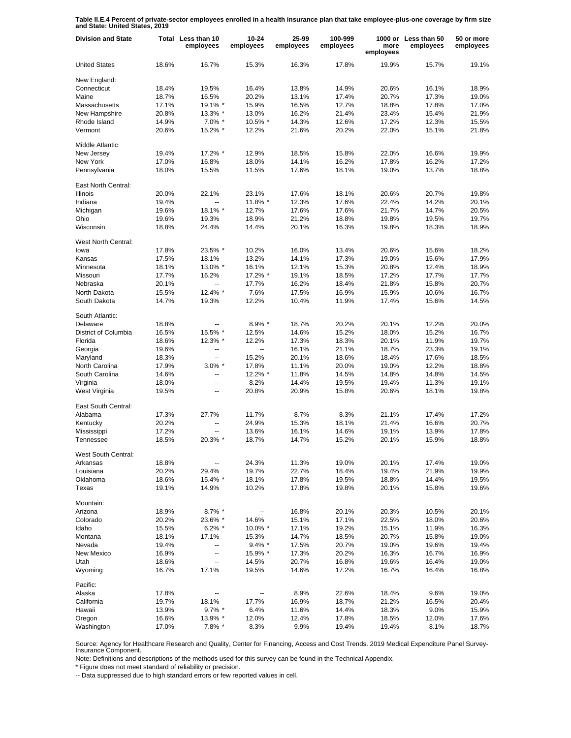**Table II.E.4 Percent of private-sector employees enrolled in a health insurance plan that take employee-plus-one coverage by firm size and State: United States, 2019**

| Division and State | Total | Less than 10 employees | 10-24 employees | 25-99 employees | 100-999 employees | 1000 or more employees | Less than 50 employees | 50 or more employees |
|---|---|---|---|---|---|---|---|---|
| United States | 18.6% | 16.7% | 15.3% | 16.3% | 17.8% | 19.9% | 15.7% | 19.1% |
| New England: | | | | | | | | |
| Connecticut | 18.4% | 19.5% | 16.4% | 13.8% | 14.9% | 20.6% | 16.1% | 18.9% |
| Maine | 18.7% | 16.5% | 20.2% | 13.1% | 17.4% | 20.7% | 17.3% | 19.0% |
| Massachusetts | 17.1% | 19.1% * | 15.9% | 16.5% | 12.7% | 18.8% | 17.8% | 17.0% |
| New Hampshire | 20.8% | 13.3% * | 13.0% | 16.2% | 21.4% | 23.4% | 15.4% | 21.9% |
| Rhode Island | 14.9% | 7.0% * | 10.5% * | 14.3% | 12.6% | 17.2% | 12.3% | 15.5% |
| Vermont | 20.6% | 15.2% * | 12.2% | 21.6% | 20.2% | 22.0% | 15.1% | 21.8% |
| Middle Atlantic: | | | | | | | | |
| New Jersey | 19.4% | 17.2% * | 12.9% | 18.5% | 15.8% | 22.0% | 16.6% | 19.9% |
| New York | 17.0% | 16.8% | 18.0% | 14.1% | 16.2% | 17.8% | 16.2% | 17.2% |
| Pennsylvania | 18.0% | 15.5% | 11.5% | 17.6% | 18.1% | 19.0% | 13.7% | 18.8% |
| East North Central: | | | | | | | | |
| Illinois | 20.0% | 22.1% | 23.1% | 17.6% | 18.1% | 20.6% | 20.7% | 19.8% |
| Indiana | 19.4% | -- | 11.8% * | 12.3% | 17.6% | 22.4% | 14.2% | 20.1% |
| Michigan | 19.6% | 18.1% * | 12.7% | 17.6% | 17.6% | 21.7% | 14.7% | 20.5% |
| Ohio | 19.6% | 19.3% | 18.9% | 21.2% | 18.8% | 19.8% | 19.5% | 19.7% |
| Wisconsin | 18.8% | 24.4% | 14.4% | 20.1% | 16.3% | 19.8% | 18.3% | 18.9% |
| West North Central: | | | | | | | | |
| Iowa | 17.8% | 23.5% * | 10.2% | 16.0% | 13.4% | 20.6% | 15.6% | 18.2% |
| Kansas | 17.5% | 18.1% | 13.2% | 14.1% | 17.3% | 19.0% | 15.6% | 17.9% |
| Minnesota | 18.1% | 13.0% * | 16.1% | 12.1% | 15.3% | 20.8% | 12.4% | 18.9% |
| Missouri | 17.7% | 16.2% | 17.2% * | 19.1% | 18.5% | 17.2% | 17.7% | 17.7% |
| Nebraska | 20.1% | -- | 17.7% | 16.2% | 18.4% | 21.8% | 15.8% | 20.7% |
| North Dakota | 15.5% | 12.4% * | 7.6% | 17.5% | 16.9% | 15.9% | 10.6% | 16.7% |
| South Dakota | 14.7% | 19.3% | 12.2% | 10.4% | 11.9% | 17.4% | 15.6% | 14.5% |
| South Atlantic: | | | | | | | | |
| Delaware | 18.8% | -- | 8.9% * | 18.7% | 20.2% | 20.1% | 12.2% | 20.0% |
| District of Columbia | 16.5% | 15.5% * | 12.5% | 14.6% | 15.2% | 18.0% | 15.2% | 16.7% |
| Florida | 18.6% | 12.3% * | 12.2% | 17.3% | 18.3% | 20.1% | 11.9% | 19.7% |
| Georgia | 19.6% | -- | -- | 16.1% | 21.1% | 18.7% | 23.3% | 19.1% |
| Maryland | 18.3% | -- | 15.2% | 20.1% | 18.6% | 18.4% | 17.6% | 18.5% |
| North Carolina | 17.9% | 3.0% * | 17.8% | 11.1% | 20.0% | 19.0% | 12.2% | 18.8% |
| South Carolina | 14.6% | -- | 12.2% * | 11.8% | 14.5% | 14.8% | 14.8% | 14.5% |
| Virginia | 18.0% | -- | 8.2% | 14.4% | 19.5% | 19.4% | 11.3% | 19.1% |
| West Virginia | 19.5% | -- | 20.8% | 20.9% | 15.8% | 20.6% | 18.1% | 19.8% |
| East South Central: | | | | | | | | |
| Alabama | 17.3% | 27.7% | 11.7% | 8.7% | 8.3% | 21.1% | 17.4% | 17.2% |
| Kentucky | 20.2% | -- | 24.9% | 15.3% | 18.1% | 21.4% | 16.6% | 20.7% |
| Mississippi | 17.2% | -- | 13.6% | 16.1% | 14.6% | 19.1% | 13.9% | 17.8% |
| Tennessee | 18.5% | 20.3% * | 18.7% | 14.7% | 15.2% | 20.1% | 15.9% | 18.8% |
| West South Central: | | | | | | | | |
| Arkansas | 18.8% | -- | 24.3% | 11.3% | 19.0% | 20.1% | 17.4% | 19.0% |
| Louisiana | 20.2% | 29.4% | 19.7% | 22.7% | 18.4% | 19.4% | 21.9% | 19.9% |
| Oklahoma | 18.6% | 15.4% * | 18.1% | 17.8% | 19.5% | 18.8% | 14.4% | 19.5% |
| Texas | 19.1% | 14.9% | 10.2% | 17.8% | 19.8% | 20.1% | 15.8% | 19.6% |
| Mountain: | | | | | | | | |
| Arizona | 18.9% | 8.7% * | -- | 16.8% | 20.1% | 20.3% | 10.5% | 20.1% |
| Colorado | 20.2% | 23.6% * | 14.6% | 15.1% | 17.1% | 22.5% | 18.0% | 20.6% |
| Idaho | 15.5% | 6.2% * | 10.0% * | 17.1% | 19.2% | 15.1% | 11.9% | 16.3% |
| Montana | 18.1% | 17.1% | 15.3% | 14.7% | 18.5% | 20.7% | 15.8% | 19.0% |
| Nevada | 19.4% | -- | 9.4% * | 17.5% | 20.7% | 19.0% | 19.6% | 19.4% |
| New Mexico | 16.9% | -- | 15.9% * | 17.3% | 20.2% | 16.3% | 16.7% | 16.9% |
| Utah | 18.6% | -- | 14.5% | 20.7% | 16.8% | 19.6% | 16.4% | 19.0% |
| Wyoming | 16.7% | 17.1% | 19.5% | 14.6% | 17.2% | 16.7% | 16.4% | 16.8% |
| Pacific: | | | | | | | | |
| Alaska | 17.8% | -- | -- | 8.9% | 22.6% | 18.4% | 9.6% | 19.0% |
| California | 19.7% | 18.1% | 17.7% | 16.9% | 18.7% | 21.2% | 16.5% | 20.4% |
| Hawaii | 13.9% | 9.7% * | 6.4% | 11.6% | 14.4% | 18.3% | 9.0% | 15.9% |
| Oregon | 16.6% | 13.9% * | 12.0% | 12.4% | 17.8% | 18.5% | 12.0% | 17.6% |
| Washington | 17.0% | 7.8% * | 8.3% | 9.9% | 19.4% | 19.4% | 8.1% | 18.7% |

Source: Agency for Healthcare Research and Quality, Center for Financing, Access and Cost Trends. 2019 Medical Expenditure Panel Survey-Insurance Component.

Note: Definitions and descriptions of the methods used for this survey can be found in the Technical Appendix.

* Figure does not meet standard of reliability or precision.

-- Data suppressed due to high standard errors or few reported values in cell.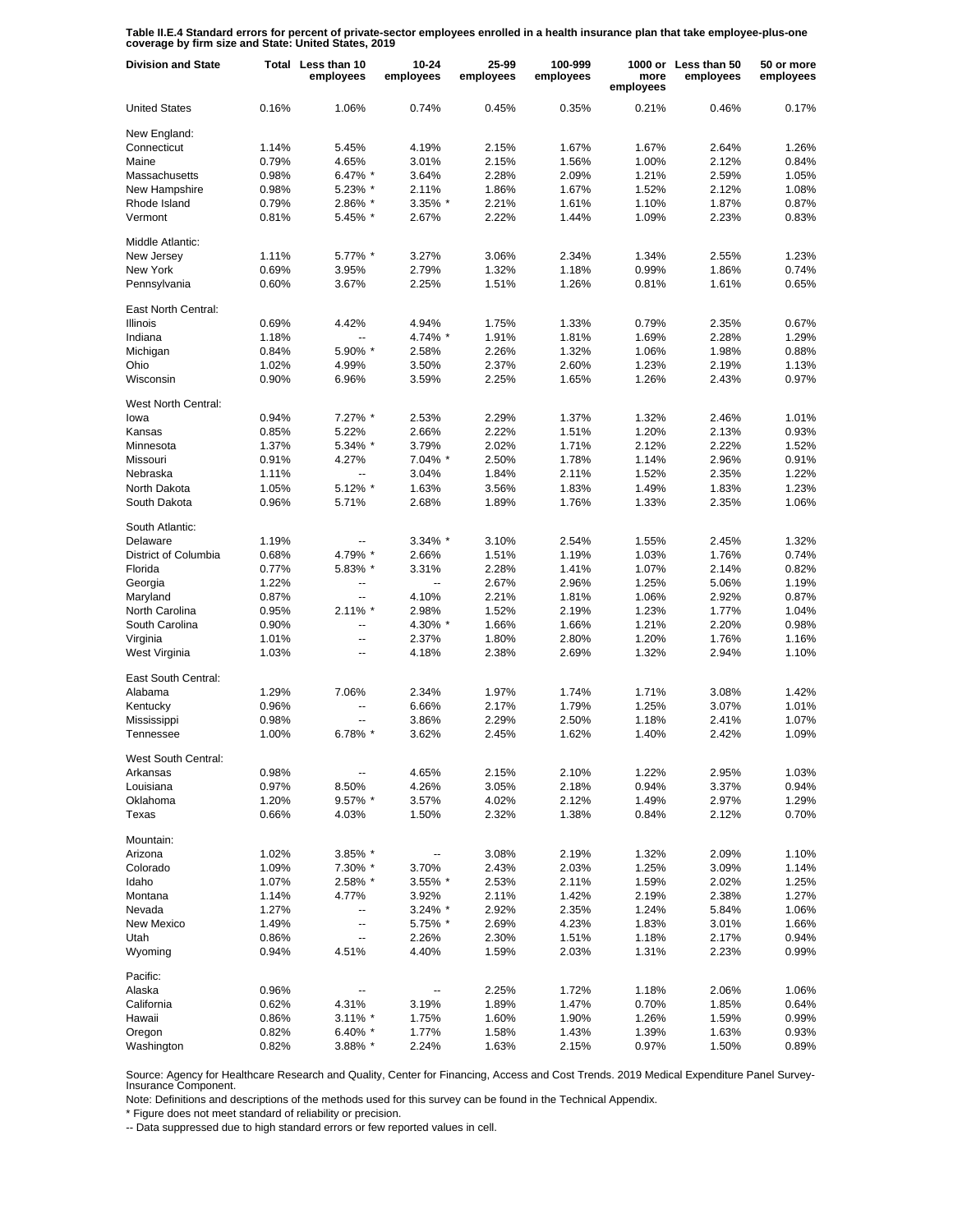**Table II.E.4 Standard errors for percent of private-sector employees enrolled in a health insurance plan that take employee-plus-one coverage by firm size and State: United States, 2019**

| Division and State | Total | Less than 10 employees | 10-24 employees | 25-99 employees | 100-999 employees | 1000 or more employees | Less than 50 employees | 50 or more employees |
|---|---|---|---|---|---|---|---|---|
| United States | 0.16% | 1.06% | 0.74% | 0.45% | 0.35% | 0.21% | 0.46% | 0.17% |
| New England: | | | | | | | | |
| Connecticut | 1.14% | 5.45% | 4.19% | 2.15% | 1.67% | 1.67% | 2.64% | 1.26% |
| Maine | 0.79% | 4.65% | 3.01% | 2.15% | 1.56% | 1.00% | 2.12% | 0.84% |
| Massachusetts | 0.98% | 6.47% * | 3.64% | 2.28% | 2.09% | 1.21% | 2.59% | 1.05% |
| New Hampshire | 0.98% | 5.23% * | 2.11% | 1.86% | 1.67% | 1.52% | 2.12% | 1.08% |
| Rhode Island | 0.79% | 2.86% * | 3.35% * | 2.21% | 1.61% | 1.10% | 1.87% | 0.87% |
| Vermont | 0.81% | 5.45% * | 2.67% | 2.22% | 1.44% | 1.09% | 2.23% | 0.83% |
| Middle Atlantic: | | | | | | | | |
| New Jersey | 1.11% | 5.77% * | 3.27% | 3.06% | 2.34% | 1.34% | 2.55% | 1.23% |
| New York | 0.69% | 3.95% | 2.79% | 1.32% | 1.18% | 0.99% | 1.86% | 0.74% |
| Pennsylvania | 0.60% | 3.67% | 2.25% | 1.51% | 1.26% | 0.81% | 1.61% | 0.65% |
| East North Central: | | | | | | | | |
| Illinois | 0.69% | 4.42% | 4.94% | 1.75% | 1.33% | 0.79% | 2.35% | 0.67% |
| Indiana | 1.18% | -- | 4.74% * | 1.91% | 1.81% | 1.69% | 2.28% | 1.29% |
| Michigan | 0.84% | 5.90% * | 2.58% | 2.26% | 1.32% | 1.06% | 1.98% | 0.88% |
| Ohio | 1.02% | 4.99% | 3.50% | 2.37% | 2.60% | 1.23% | 2.19% | 1.13% |
| Wisconsin | 0.90% | 6.96% | 3.59% | 2.25% | 1.65% | 1.26% | 2.43% | 0.97% |
| West North Central: | | | | | | | | |
| Iowa | 0.94% | 7.27% * | 2.53% | 2.29% | 1.37% | 1.32% | 2.46% | 1.01% |
| Kansas | 0.85% | 5.22% | 2.66% | 2.22% | 1.51% | 1.20% | 2.13% | 0.93% |
| Minnesota | 1.37% | 5.34% * | 3.79% | 2.02% | 1.71% | 2.12% | 2.22% | 1.52% |
| Missouri | 0.91% | 4.27% | 7.04% * | 2.50% | 1.78% | 1.14% | 2.96% | 0.91% |
| Nebraska | 1.11% | -- | 3.04% | 1.84% | 2.11% | 1.52% | 2.35% | 1.22% |
| North Dakota | 1.05% | 5.12% * | 1.63% | 3.56% | 1.83% | 1.49% | 1.83% | 1.23% |
| South Dakota | 0.96% | 5.71% | 2.68% | 1.89% | 1.76% | 1.33% | 2.35% | 1.06% |
| South Atlantic: | | | | | | | | |
| Delaware | 1.19% | -- | 3.34% * | 3.10% | 2.54% | 1.55% | 2.45% | 1.32% |
| District of Columbia | 0.68% | 4.79% * | 2.66% | 1.51% | 1.19% | 1.03% | 1.76% | 0.74% |
| Florida | 0.77% | 5.83% * | 3.31% | 2.28% | 1.41% | 1.07% | 2.14% | 0.82% |
| Georgia | 1.22% | -- | -- | 2.67% | 2.96% | 1.25% | 5.06% | 1.19% |
| Maryland | 0.87% | -- | 4.10% | 2.21% | 1.81% | 1.06% | 2.92% | 0.87% |
| North Carolina | 0.95% | 2.11% * | 2.98% | 1.52% | 2.19% | 1.23% | 1.77% | 1.04% |
| South Carolina | 0.90% | -- | 4.30% * | 1.66% | 1.66% | 1.21% | 2.20% | 0.98% |
| Virginia | 1.01% | -- | 2.37% | 1.80% | 2.80% | 1.20% | 1.76% | 1.16% |
| West Virginia | 1.03% | -- | 4.18% | 2.38% | 2.69% | 1.32% | 2.94% | 1.10% |
| East South Central: | | | | | | | | |
| Alabama | 1.29% | 7.06% | 2.34% | 1.97% | 1.74% | 1.71% | 3.08% | 1.42% |
| Kentucky | 0.96% | -- | 6.66% | 2.17% | 1.79% | 1.25% | 3.07% | 1.01% |
| Mississippi | 0.98% | -- | 3.86% | 2.29% | 2.50% | 1.18% | 2.41% | 1.07% |
| Tennessee | 1.00% | 6.78% * | 3.62% | 2.45% | 1.62% | 1.40% | 2.42% | 1.09% |
| West South Central: | | | | | | | | |
| Arkansas | 0.98% | -- | 4.65% | 2.15% | 2.10% | 1.22% | 2.95% | 1.03% |
| Louisiana | 0.97% | 8.50% | 4.26% | 3.05% | 2.18% | 0.94% | 3.37% | 0.94% |
| Oklahoma | 1.20% | 9.57% * | 3.57% | 4.02% | 2.12% | 1.49% | 2.97% | 1.29% |
| Texas | 0.66% | 4.03% | 1.50% | 2.32% | 1.38% | 0.84% | 2.12% | 0.70% |
| Mountain: | | | | | | | | |
| Arizona | 1.02% | 3.85% * | -- | 3.08% | 2.19% | 1.32% | 2.09% | 1.10% |
| Colorado | 1.09% | 7.30% * | 3.70% | 2.43% | 2.03% | 1.25% | 3.09% | 1.14% |
| Idaho | 1.07% | 2.58% * | 3.55% * | 2.53% | 2.11% | 1.59% | 2.02% | 1.25% |
| Montana | 1.14% | 4.77% | 3.92% | 2.11% | 1.42% | 2.19% | 2.38% | 1.27% |
| Nevada | 1.27% | -- | 3.24% * | 2.92% | 2.35% | 1.24% | 5.84% | 1.06% |
| New Mexico | 1.49% | -- | 5.75% * | 2.69% | 4.23% | 1.83% | 3.01% | 1.66% |
| Utah | 0.86% | -- | 2.26% | 2.30% | 1.51% | 1.18% | 2.17% | 0.94% |
| Wyoming | 0.94% | 4.51% | 4.40% | 1.59% | 2.03% | 1.31% | 2.23% | 0.99% |
| Pacific: | | | | | | | | |
| Alaska | 0.96% | -- | -- | 2.25% | 1.72% | 1.18% | 2.06% | 1.06% |
| California | 0.62% | 4.31% | 3.19% | 1.89% | 1.47% | 0.70% | 1.85% | 0.64% |
| Hawaii | 0.86% | 3.11% * | 1.75% | 1.60% | 1.90% | 1.26% | 1.59% | 0.99% |
| Oregon | 0.82% | 6.40% * | 1.77% | 1.58% | 1.43% | 1.39% | 1.63% | 0.93% |
| Washington | 0.82% | 3.88% * | 2.24% | 1.63% | 2.15% | 0.97% | 1.50% | 0.89% |

Source: Agency for Healthcare Research and Quality, Center for Financing, Access and Cost Trends. 2019 Medical Expenditure Panel Survey-Insurance Component.

Note: Definitions and descriptions of the methods used for this survey can be found in the Technical Appendix.

\* Figure does not meet standard of reliability or precision.

-- Data suppressed due to high standard errors or few reported values in cell.